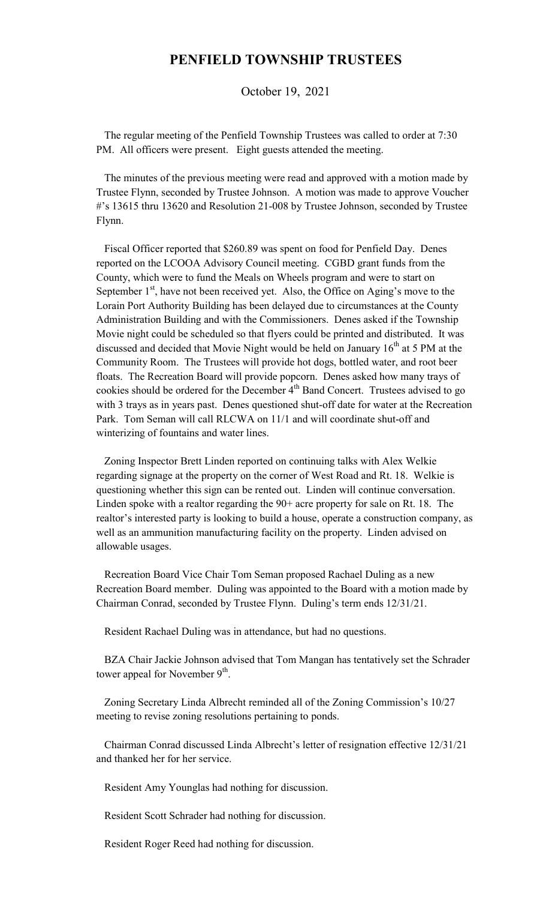# PENFIELD TOWNSHIP TRUSTEES

October 19, 2021

The regular meeting of the Penfield Township Trustees was called to order at 7:30 PM. All officers were present. Eight guests attended the meeting.

The minutes of the previous meeting were read and approved with a motion made by Trustee Flynn, seconded by Trustee Johnson. A motion was made to approve Voucher #'s 13615 thru 13620 and Resolution 21-008 by Trustee Johnson, seconded by Trustee Flynn.

Fiscal Officer reported that $260.89 was spent on food for Penfield Day. Denes reported on the LCOOA Advisory Council meeting. CGBD grant funds from the County, which were to fund the Meals on Wheels program and were to start on September 1st, have not been received yet. Also, the Office on Aging's move to the Lorain Port Authority Building has been delayed due to circumstances at the County Administration Building and with the Commissioners. Denes asked if the Township Movie night could be scheduled so that flyers could be printed and distributed. It was discussed and decided that Movie Night would be held on January 16th at 5 PM at the Community Room. The Trustees will provide hot dogs, bottled water, and root beer floats. The Recreation Board will provide popcorn. Denes asked how many trays of cookies should be ordered for the December 4th Band Concert. Trustees advised to go with 3 trays as in years past. Denes questioned shut-off date for water at the Recreation Park. Tom Seman will call RLCWA on 11/1 and will coordinate shut-off and winterizing of fountains and water lines.

Zoning Inspector Brett Linden reported on continuing talks with Alex Welkie regarding signage at the property on the corner of West Road and Rt. 18. Welkie is questioning whether this sign can be rented out. Linden will continue conversation. Linden spoke with a realtor regarding the 90+ acre property for sale on Rt. 18. The realtor's interested party is looking to build a house, operate a construction company, as well as an ammunition manufacturing facility on the property. Linden advised on allowable usages.

Recreation Board Vice Chair Tom Seman proposed Rachael Duling as a new Recreation Board member. Duling was appointed to the Board with a motion made by Chairman Conrad, seconded by Trustee Flynn. Duling's term ends 12/31/21.

Resident Rachael Duling was in attendance, but had no questions.

BZA Chair Jackie Johnson advised that Tom Mangan has tentatively set the Schrader tower appeal for November 9th.

Zoning Secretary Linda Albrecht reminded all of the Zoning Commission's 10/27 meeting to revise zoning resolutions pertaining to ponds.

Chairman Conrad discussed Linda Albrecht's letter of resignation effective 12/31/21 and thanked her for her service.

Resident Amy Younglas had nothing for discussion.

Resident Scott Schrader had nothing for discussion.

Resident Roger Reed had nothing for discussion.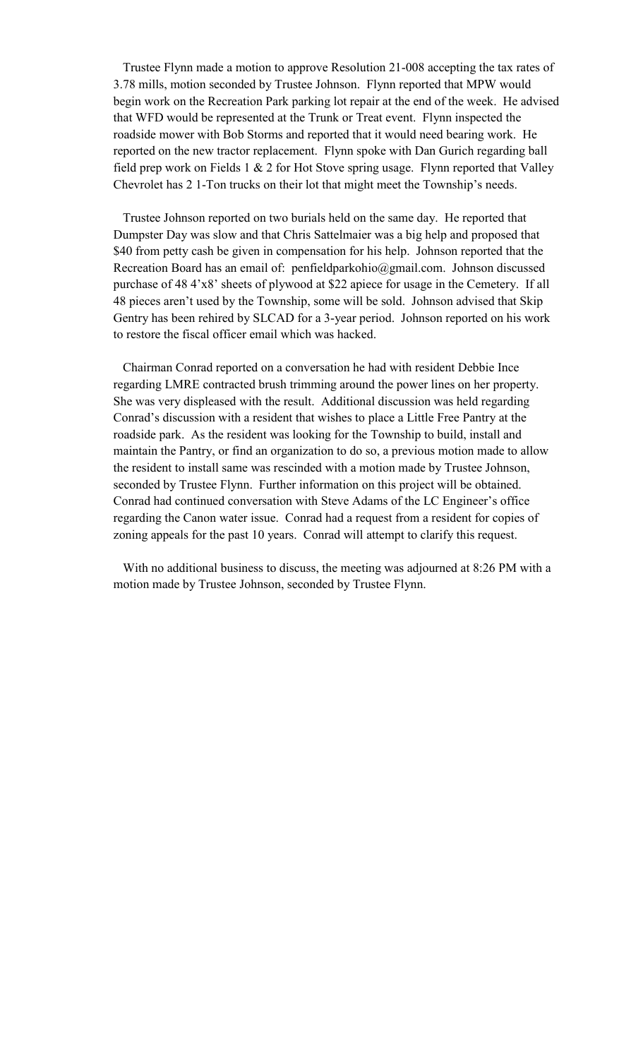Trustee Flynn made a motion to approve Resolution 21-008 accepting the tax rates of 3.78 mills, motion seconded by Trustee Johnson. Flynn reported that MPW would begin work on the Recreation Park parking lot repair at the end of the week. He advised that WFD would be represented at the Trunk or Treat event. Flynn inspected the roadside mower with Bob Storms and reported that it would need bearing work. He reported on the new tractor replacement. Flynn spoke with Dan Gurich regarding ball field prep work on Fields 1 & 2 for Hot Stove spring usage. Flynn reported that Valley Chevrolet has 2 1-Ton trucks on their lot that might meet the Township's needs.

Trustee Johnson reported on two burials held on the same day. He reported that Dumpster Day was slow and that Chris Sattelmaier was a big help and proposed that $40 from petty cash be given in compensation for his help. Johnson reported that the Recreation Board has an email of: penfieldparkohio@gmail.com. Johnson discussed purchase of 48 4'x8' sheets of plywood at $22 apiece for usage in the Cemetery. If all 48 pieces aren't used by the Township, some will be sold. Johnson advised that Skip Gentry has been rehired by SLCAD for a 3-year period. Johnson reported on his work to restore the fiscal officer email which was hacked.

Chairman Conrad reported on a conversation he had with resident Debbie Ince regarding LMRE contracted brush trimming around the power lines on her property. She was very displeased with the result. Additional discussion was held regarding Conrad's discussion with a resident that wishes to place a Little Free Pantry at the roadside park. As the resident was looking for the Township to build, install and maintain the Pantry, or find an organization to do so, a previous motion made to allow the resident to install same was rescinded with a motion made by Trustee Johnson, seconded by Trustee Flynn. Further information on this project will be obtained. Conrad had continued conversation with Steve Adams of the LC Engineer's office regarding the Canon water issue. Conrad had a request from a resident for copies of zoning appeals for the past 10 years. Conrad will attempt to clarify this request.

With no additional business to discuss, the meeting was adjourned at 8:26 PM with a motion made by Trustee Johnson, seconded by Trustee Flynn.